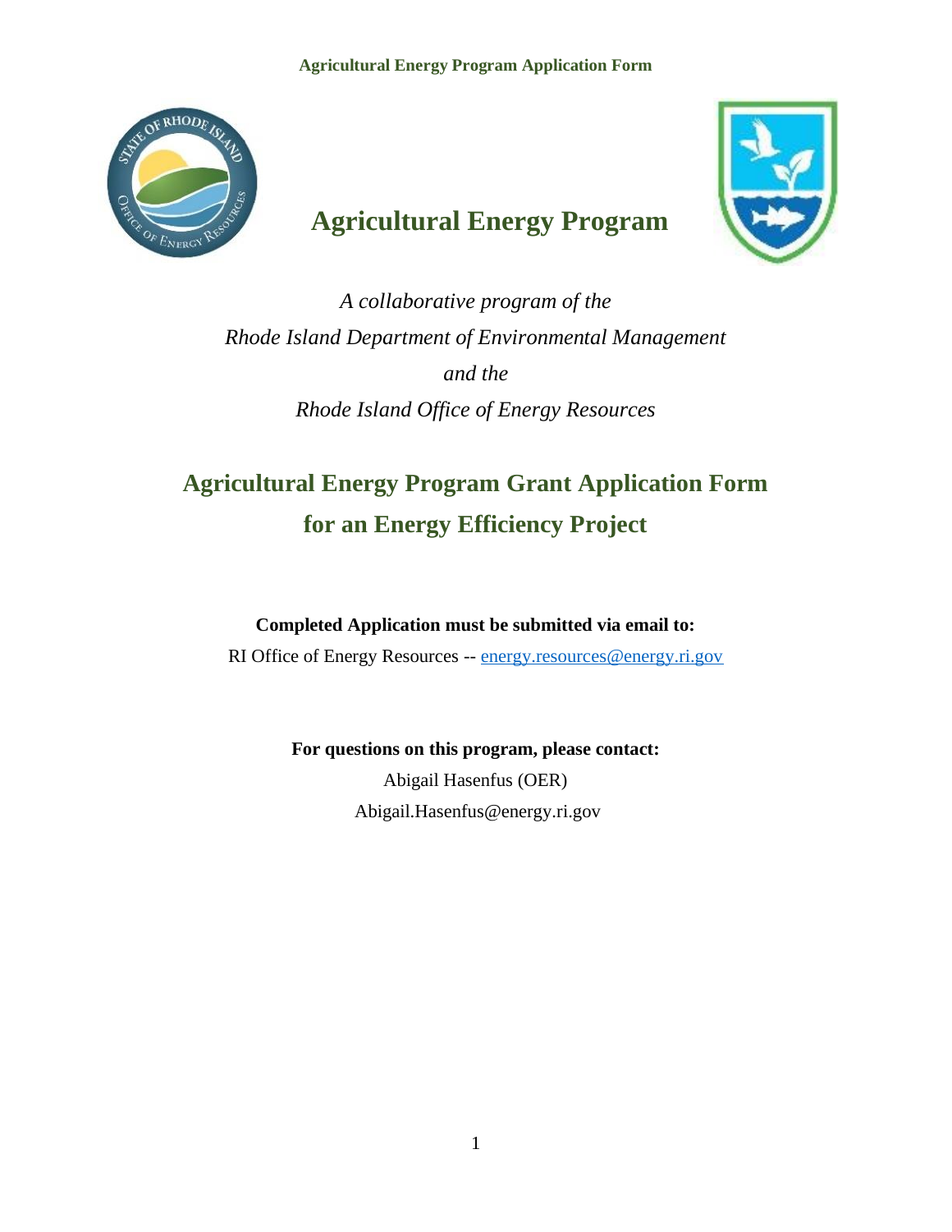# Agricultural Energy Program

*A collaborative program of the*

*Rhode Island Department of Environmental Management*

*and the*

*Rhode Island Office of Energy Resources*

## Agricultural Energy Program Grant Application Form for an Energy Efficiency Project

**Completed Application must be submitted via email to:**

RI Office of Energy Resources -- energy.resources@energy.ri.gov

**For questions on this program, please contact:**

Abigail Hasenfus (OER)

Abigail.Hasenfus@energy.ri.gov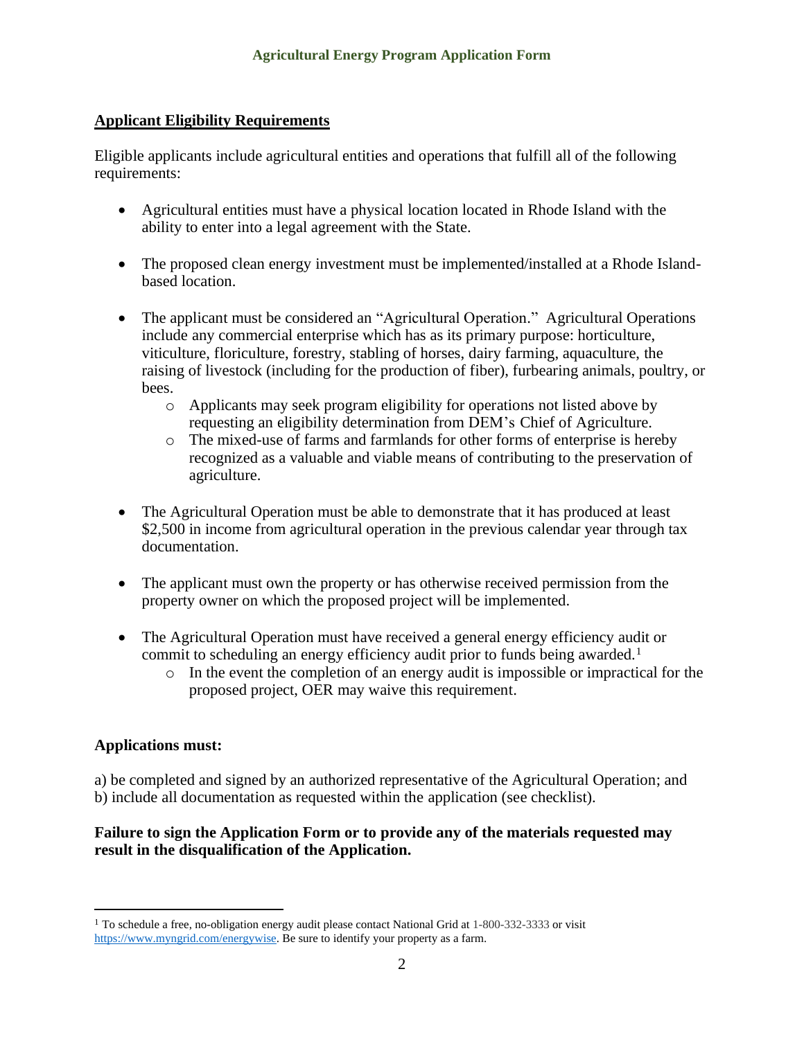## Applicant Eligibility Requirements

Eligible applicants include agricultural entities and operations that fulfill all of the following requirements:

- Agricultural entities must have a physical location located in Rhode Island with the ability to enter into a legal agreement with the State.
- The proposed clean energy investment must be implemented/installed at a Rhode Island-based location.
- The applicant must be considered an "Agricultural Operation." Agricultural Operations include any commercial enterprise which has as its primary purpose: horticulture, viticulture, floriculture, forestry, stabling of horses, dairy farming, aquaculture, the raising of livestock (including for the production of fiber), furbearing animals, poultry, or bees.
  - Applicants may seek program eligibility for operations not listed above by requesting an eligibility determination from DEM's Chief of Agriculture.
  - The mixed-use of farms and farmlands for other forms of enterprise is hereby recognized as a valuable and viable means of contributing to the preservation of agriculture.
- The Agricultural Operation must be able to demonstrate that it has produced at least $2,500 in income from agricultural operation in the previous calendar year through tax documentation.
- The applicant must own the property or has otherwise received permission from the property owner on which the proposed project will be implemented.
- The Agricultural Operation must have received a general energy efficiency audit or commit to scheduling an energy efficiency audit prior to funds being awarded.[1]
  - In the event the completion of an energy audit is impossible or impractical for the proposed project, OER may waive this requirement.

**Applications must:**

a) be completed and signed by an authorized representative of the Agricultural Operation; and
b) include all documentation as requested within the application (see checklist).

**Failure to sign the Application Form or to provide any of the materials requested may result in the disqualification of the Application.**

---

[1] To schedule a free, no-obligation energy audit please contact National Grid at 1-800-332-3333 or visit https://www.myngrid.com/energywise. Be sure to identify your property as a farm.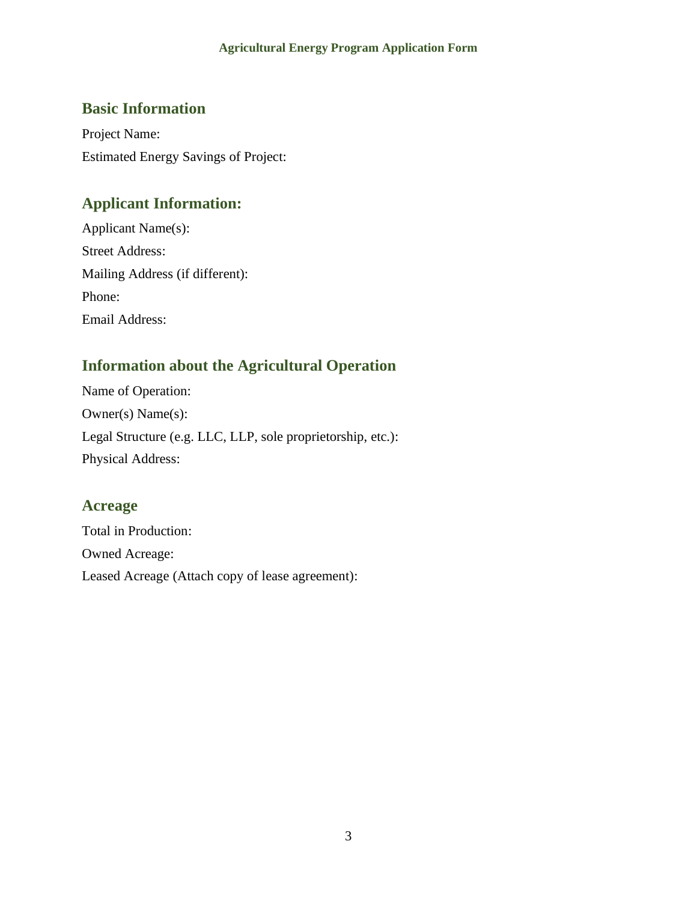# Agricultural Energy Program Application Form

## Basic Information

Project Name:

Estimated Energy Savings of Project:

## Applicant Information:

Applicant Name(s):

Street Address:

Mailing Address (if different):

Phone:

Email Address:

## Information about the Agricultural Operation

Name of Operation:

Owner(s) Name(s):

Legal Structure (e.g. LLC, LLP, sole proprietorship, etc.):

Physical Address:

## Acreage

Total in Production:

Owned Acreage:

Leased Acreage (Attach copy of lease agreement):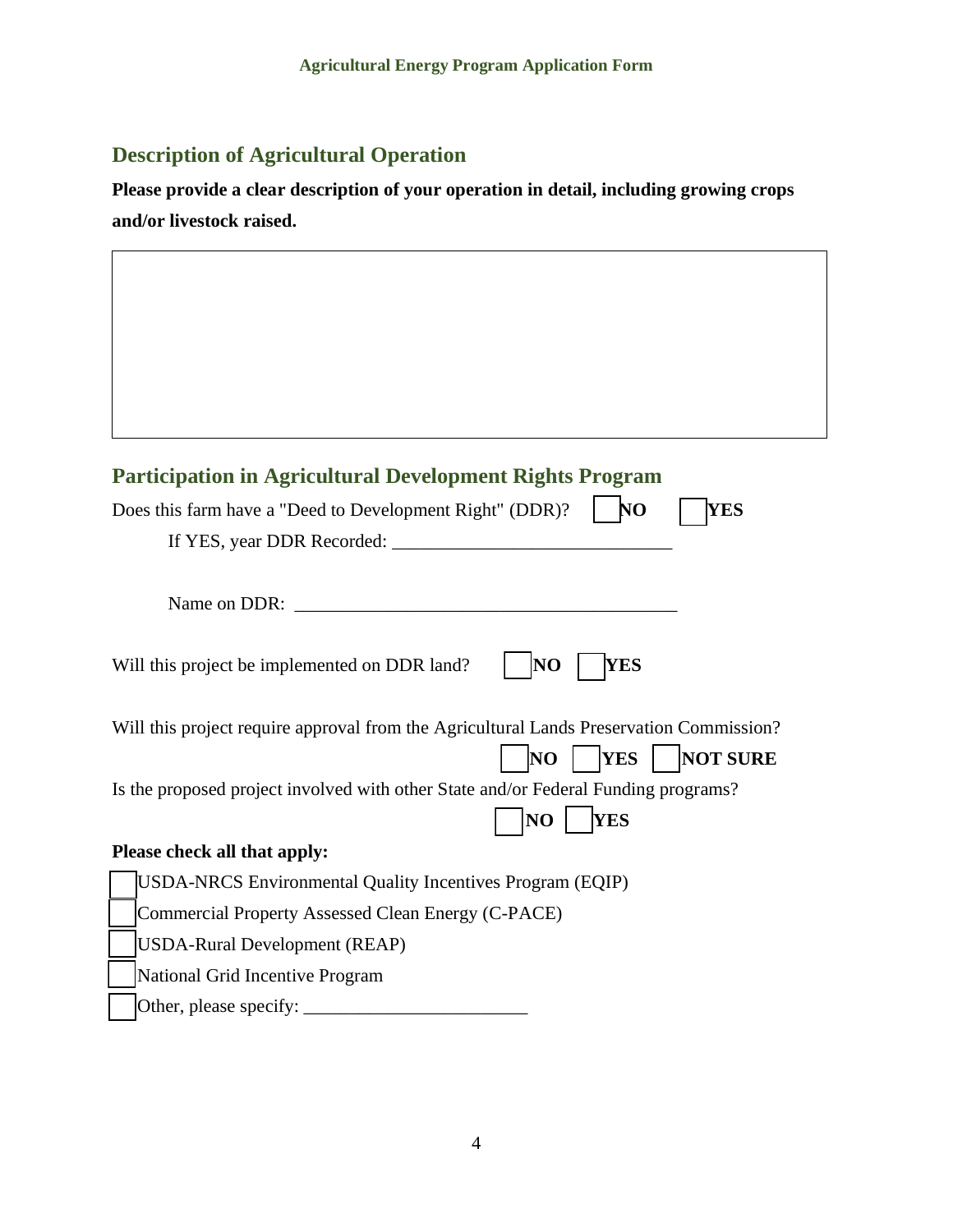## Description of Agricultural Operation

**Please provide a clear description of your operation in detail, including growing crops and/or livestock raised.**

| |
|---|
| |

## Participation in Agricultural Development Rights Program

Does this farm have a "Deed to Development Right" (DDR)? ☐ **NO** ☐ **YES**

If YES, year DDR Recorded: ______________________________

Name on DDR: ________________________________________

Will this project be implemented on DDR land? ☐ **NO** ☐ **YES**

Will this project require approval from the Agricultural Lands Preservation Commission?

☐ **NO** ☐ **YES** ☐ **NOT SURE**

Is the proposed project involved with other State and/or Federal Funding programs?

☐ **NO** ☐ **YES**

**Please check all that apply:**

☐ USDA-NRCS Environmental Quality Incentives Program (EQIP)

☐ Commercial Property Assessed Clean Energy (C-PACE)

☐ USDA-Rural Development (REAP)

☐ National Grid Incentive Program

☐ Other, please specify: ________________________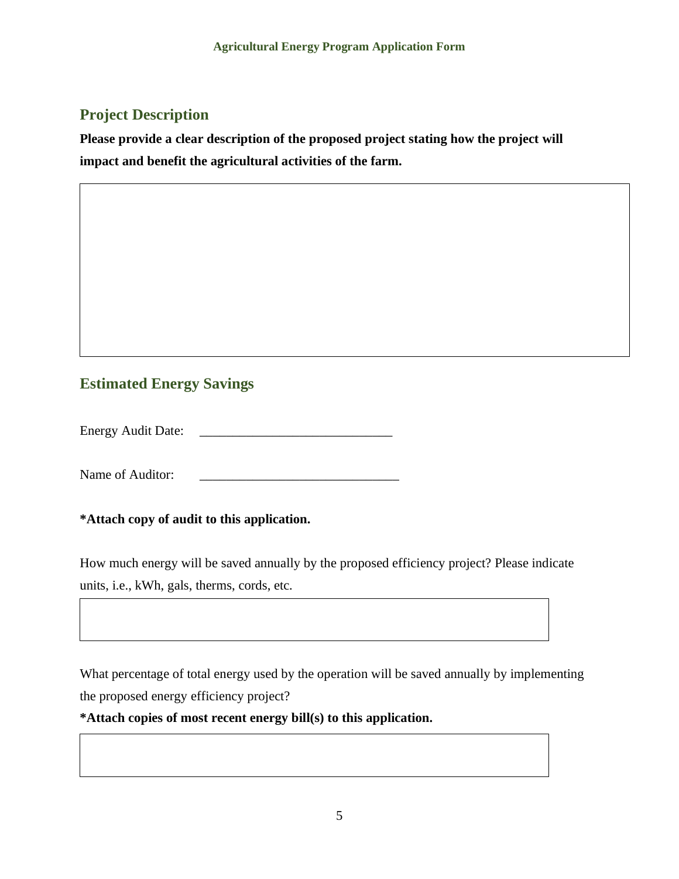## Project Description

**Please provide a clear description of the proposed project stating how the project will impact and benefit the agricultural activities of the farm.**

## Estimated Energy Savings

Energy Audit Date: ______________________________

Name of Auditor: ______________________________

**\*Attach copy of audit to this application.**

How much energy will be saved annually by the proposed efficiency project? Please indicate units, i.e., kWh, gals, therms, cords, etc.

What percentage of total energy used by the operation will be saved annually by implementing the proposed energy efficiency project?

**\*Attach copies of most recent energy bill(s) to this application.**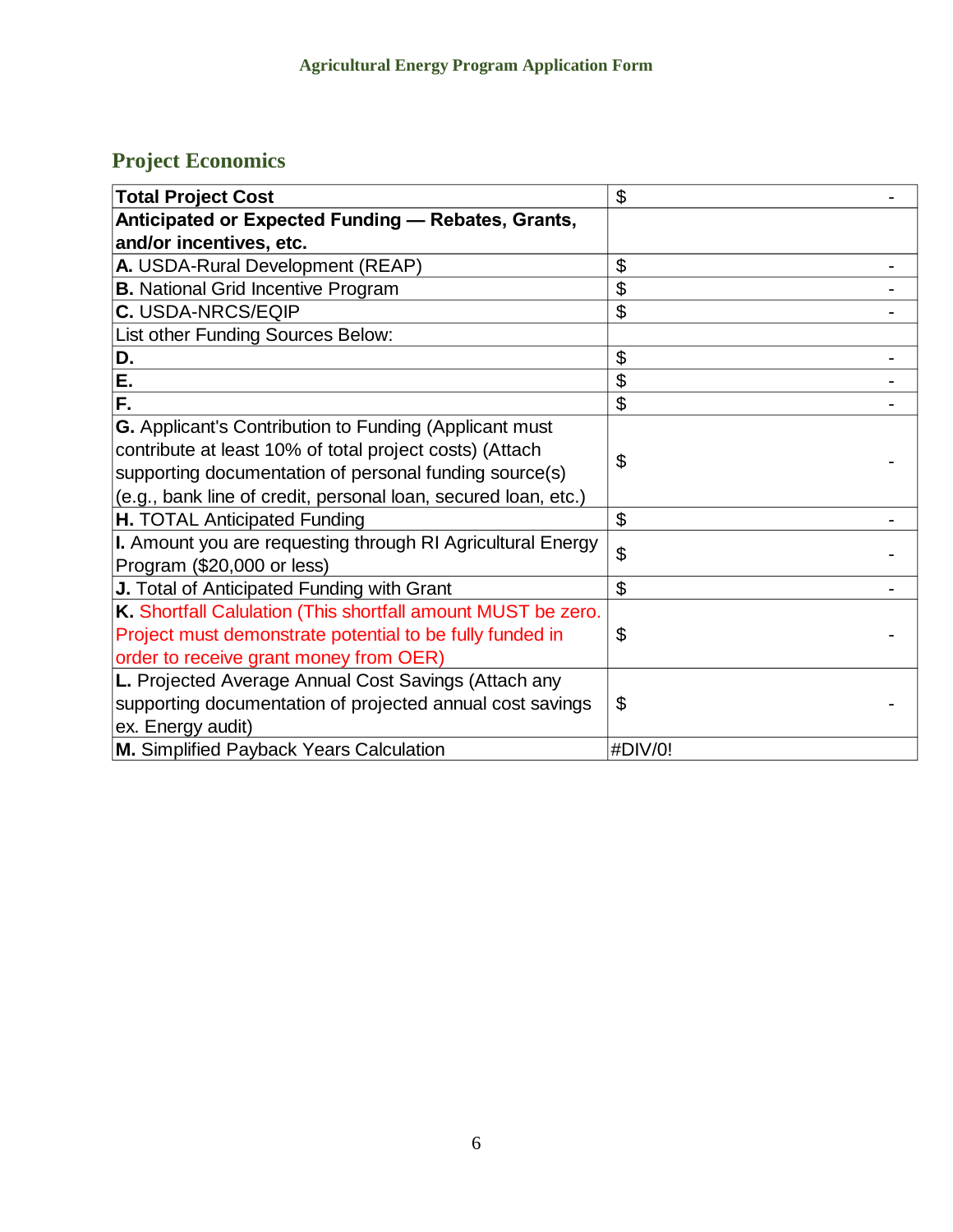## Project Economics

| **Total Project Cost** | $ - |
|---|---|
| **Anticipated or Expected Funding — Rebates, Grants, and/or incentives, etc.** | |
| **A.** USDA-Rural Development (REAP) | $ - |
| **B.** National Grid Incentive Program | $ - |
| **C.** USDA-NRCS/EQIP | $ - |
| List other Funding Sources Below: | |
| **D.** | $ - |
| **E.** | $ - |
| **F.** | $ - |
| **G.** Applicant's Contribution to Funding (Applicant must contribute at least 10% of total project costs) (Attach supporting documentation of personal funding source(s) (e.g., bank line of credit, personal loan, secured loan, etc.) | $ - |
| **H.** TOTAL Anticipated Funding | $ - |
| **I.** Amount you are requesting through RI Agricultural Energy Program ($20,000 or less) | $ - |
| **J.** Total of Anticipated Funding with Grant | $ - |
| **K.** Shortfall Calulation (This shortfall amount MUST be zero. Project must demonstrate potential to be fully funded in order to receive grant money from OER) | $ - |
| **L.** Projected Average Annual Cost Savings (Attach any supporting documentation of projected annual cost savings ex. Energy audit) | $ - |
| **M.** Simplified Payback Years Calculation | #DIV/0! |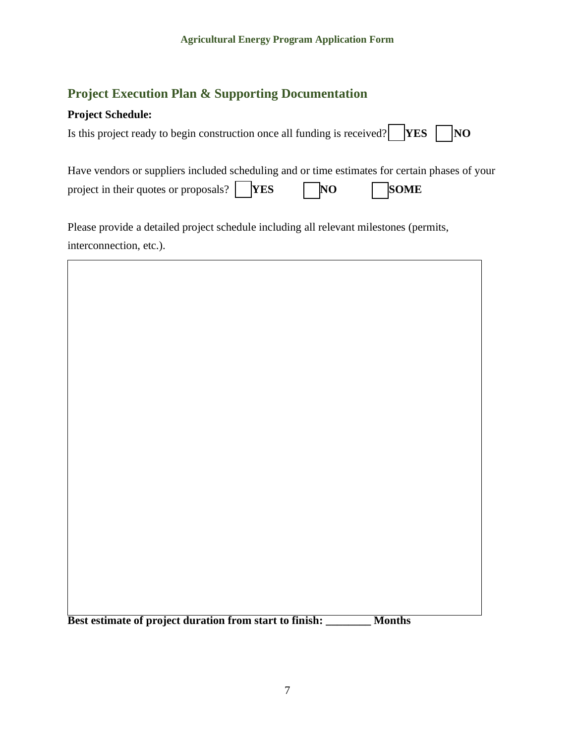## Project Execution Plan & Supporting Documentation

**Project Schedule:**

Is this project ready to begin construction once all funding is received? ☐ **YES** ☐ **NO**

Have vendors or suppliers included scheduling and or time estimates for certain phases of your project in their quotes or proposals? ☐ **YES** ☐ **NO** ☐ **SOME**

Please provide a detailed project schedule including all relevant milestones (permits, interconnection, etc.).

| |
|---|
| |

**Best estimate of project duration from start to finish: ________ Months**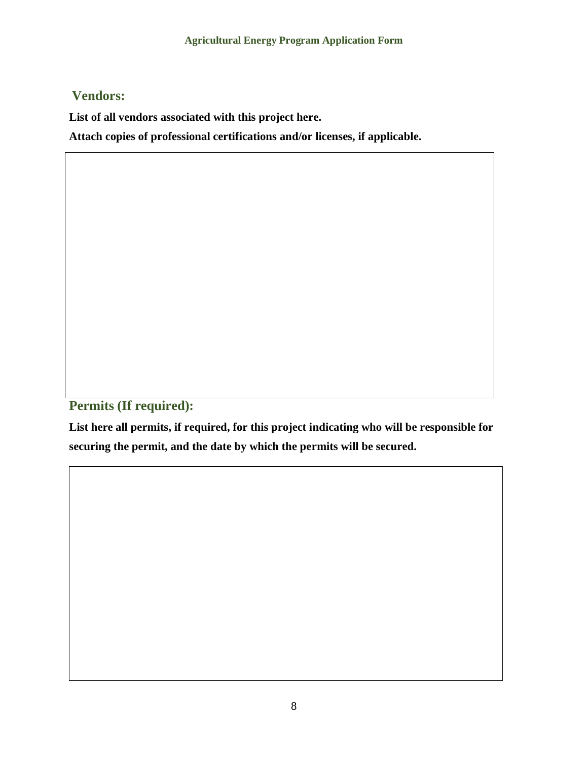## Vendors:

**List of all vendors associated with this project here.**

**Attach copies of professional certifications and/or licenses, if applicable.**

## Permits (If required):

**List here all permits, if required, for this project indicating who will be responsible for securing the permit, and the date by which the permits will be secured.**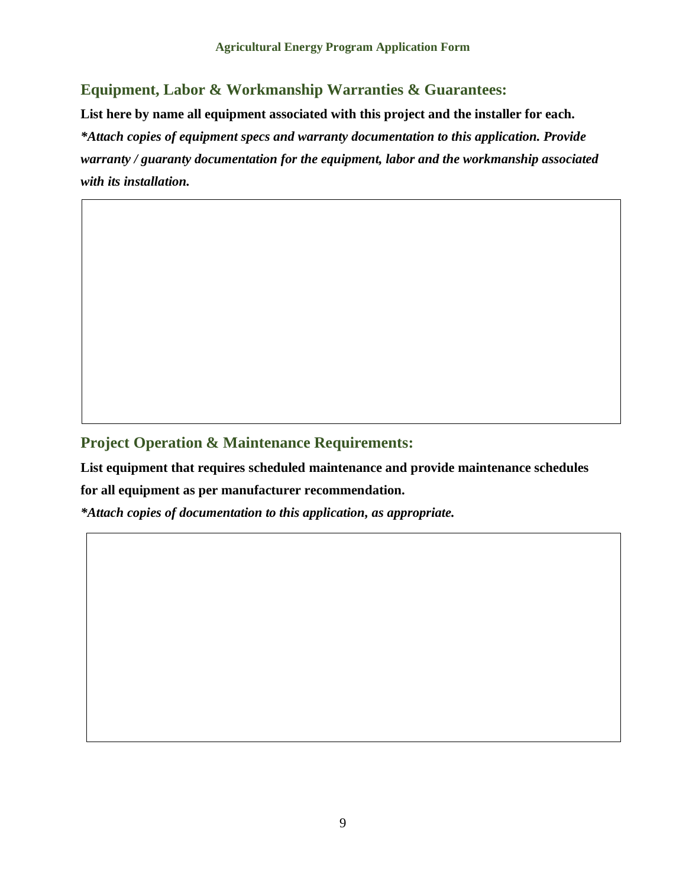## Equipment, Labor & Workmanship Warranties & Guarantees:

**List here by name all equipment associated with this project and the installer for each.**

***Attach copies of equipment specs and warranty documentation to this application. Provide warranty / guaranty documentation for the equipment, labor and the workmanship associated with its installation.***

## Project Operation & Maintenance Requirements:

**List equipment that requires scheduled maintenance and provide maintenance schedules for all equipment as per manufacturer recommendation.**

***Attach copies of documentation to this application, as appropriate.***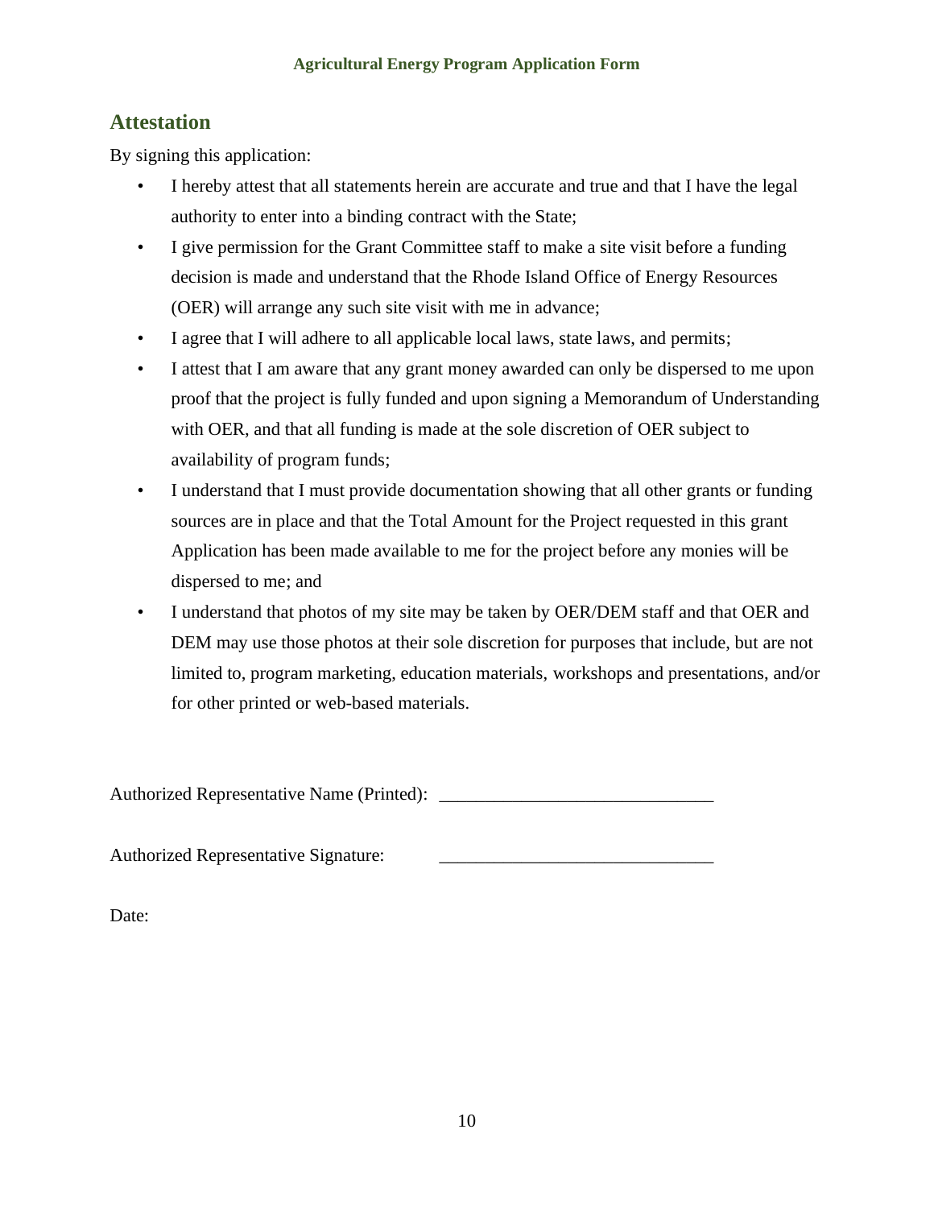## Attestation

By signing this application:

- I hereby attest that all statements herein are accurate and true and that I have the legal authority to enter into a binding contract with the State;
- I give permission for the Grant Committee staff to make a site visit before a funding decision is made and understand that the Rhode Island Office of Energy Resources (OER) will arrange any such site visit with me in advance;
- I agree that I will adhere to all applicable local laws, state laws, and permits;
- I attest that I am aware that any grant money awarded can only be dispersed to me upon proof that the project is fully funded and upon signing a Memorandum of Understanding with OER, and that all funding is made at the sole discretion of OER subject to availability of program funds;
- I understand that I must provide documentation showing that all other grants or funding sources are in place and that the Total Amount for the Project requested in this grant Application has been made available to me for the project before any monies will be dispersed to me; and
- I understand that photos of my site may be taken by OER/DEM staff and that OER and DEM may use those photos at their sole discretion for purposes that include, but are not limited to, program marketing, education materials, workshops and presentations, and/or for other printed or web-based materials.

Authorized Representative Name (Printed): ______________________________

Authorized Representative Signature: ______________________________

Date: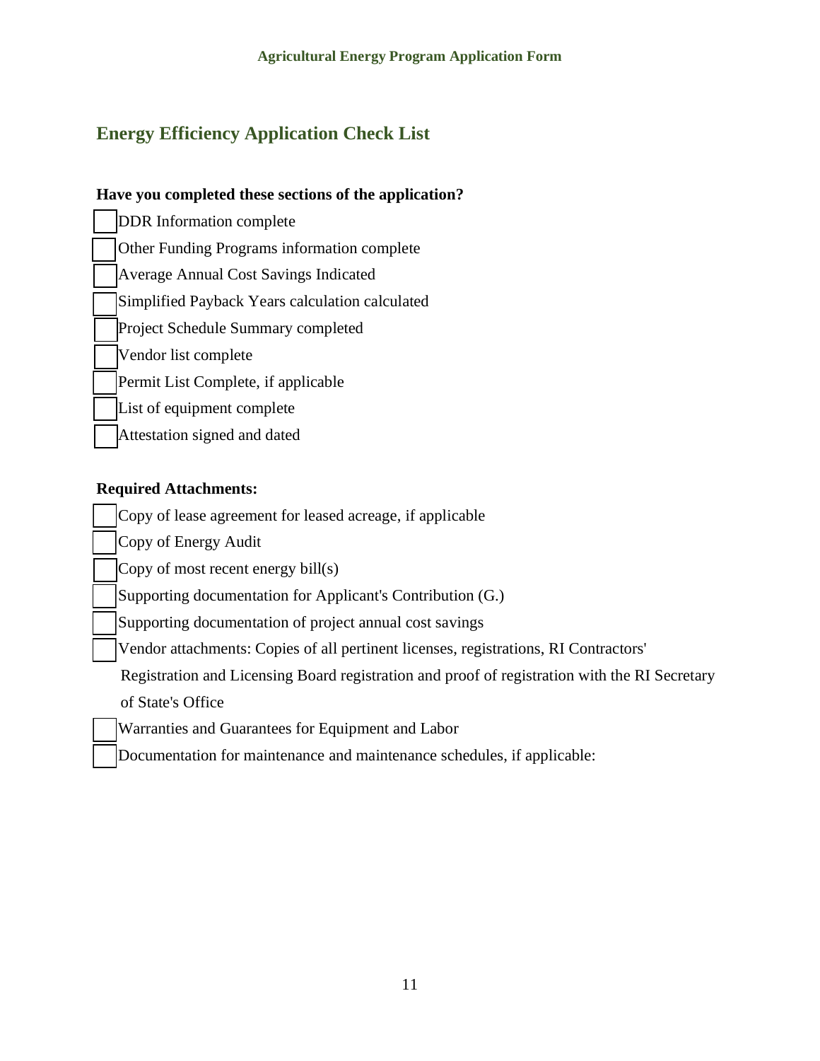## Energy Efficiency Application Check List

**Have you completed these sections of the application?**

- [ ] DDR Information complete
- [ ] Other Funding Programs information complete
- [ ] Average Annual Cost Savings Indicated
- [ ] Simplified Payback Years calculation calculated
- [ ] Project Schedule Summary completed
- [ ] Vendor list complete
- [ ] Permit List Complete, if applicable
- [ ] List of equipment complete
- [ ] Attestation signed and dated

**Required Attachments:**

- [ ] Copy of lease agreement for leased acreage, if applicable
- [ ] Copy of Energy Audit
- [ ] Copy of most recent energy bill(s)
- [ ] Supporting documentation for Applicant's Contribution (G.)
- [ ] Supporting documentation of project annual cost savings
- [ ] Vendor attachments: Copies of all pertinent licenses, registrations, RI Contractors' Registration and Licensing Board registration and proof of registration with the RI Secretary of State's Office
- [ ] Warranties and Guarantees for Equipment and Labor
- [ ] Documentation for maintenance and maintenance schedules, if applicable: